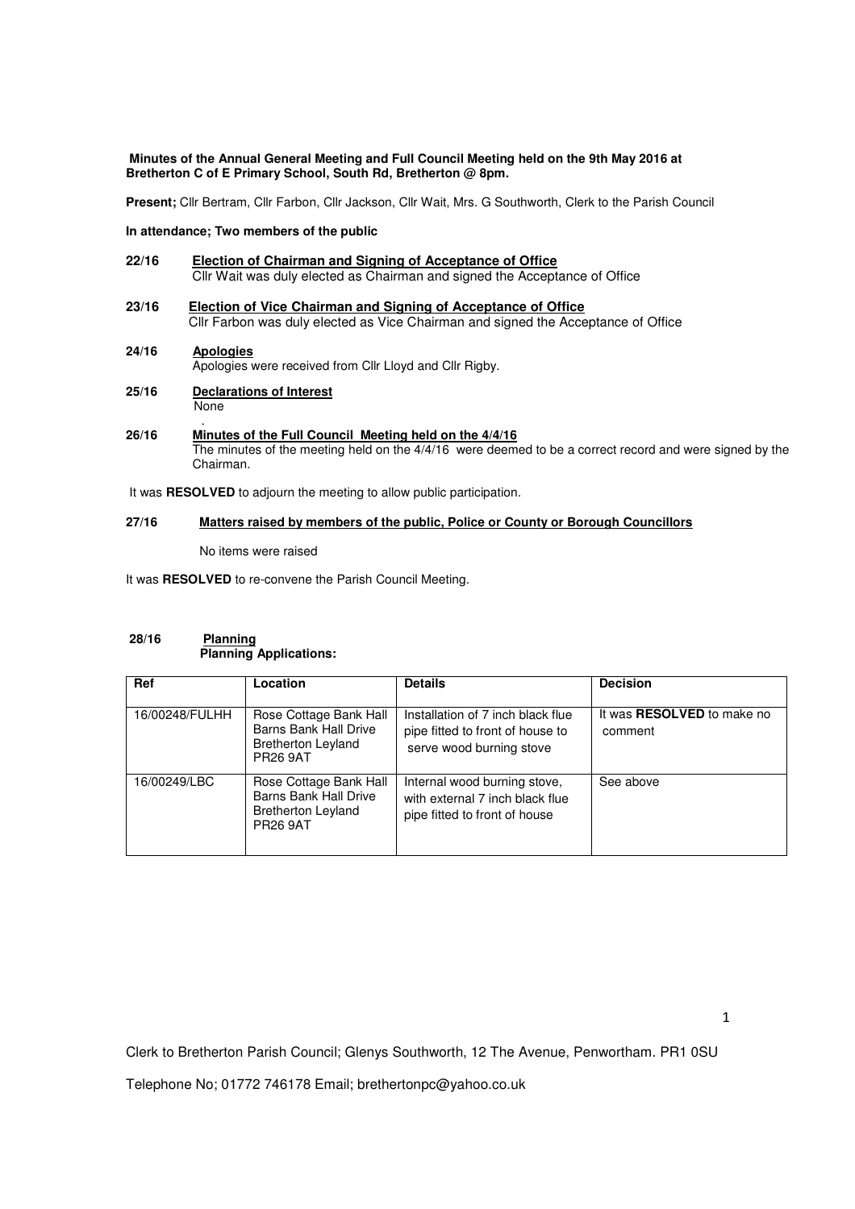**Minutes of the Annual General Meeting and Full Council Meeting held on the 9th May 2016 at Bretherton C of E Primary School, South Rd, Bretherton @ 8pm.**

**Present;** Cllr Bertram, Cllr Farbon, Cllr Jackson, Cllr Wait, Mrs. G Southworth, Clerk to the Parish Council

**In attendance; Two members of the public**

**22/16** **<u>Election of Chairman and Signing of Acceptance of Office</u>**
Cllr Wait was duly elected as Chairman and signed the Acceptance of Office

**23/16** **<u>Election of Vice Chairman and Signing of Acceptance of Office</u>**
Cllr Farbon was duly elected as Vice Chairman and signed the Acceptance of Office

**24/16** **<u>Apologies</u>**
Apologies were received from Cllr Lloyd and Cllr Rigby.

**25/16** **<u>Declarations of Interest</u>**
None

**26/16** **<u>Minutes of the Full Council Meeting held on the 4/4/16</u>**
The minutes of the meeting held on the 4/4/16 were deemed to be a correct record and were signed by the Chairman.

It was **RESOLVED** to adjourn the meeting to allow public participation.

**27/16** **<u>Matters raised by members of the public, Police or County or Borough Councillors</u>**

No items were raised

It was **RESOLVED** to re-convene the Parish Council Meeting.

**28/16** **<u>Planning</u>**
**Planning Applications:**

| Ref | Location | Details | Decision |
|---|---|---|---|
| 16/00248/FULHH | Rose Cottage Bank Hall Barns Bank Hall Drive Bretherton Leyland PR26 9AT | Installation of 7 inch black flue pipe fitted to front of house to serve wood burning stove | It was **RESOLVED** to make no comment |
| 16/00249/LBC | Rose Cottage Bank Hall Barns Bank Hall Drive Bretherton Leyland PR26 9AT | Internal wood burning stove, with external 7 inch black flue pipe fitted to front of house | See above |

Clerk to Bretherton Parish Council; Glenys Southworth, 12 The Avenue, Penwortham. PR1 0SU

Telephone No; 01772 746178 Email; brethertonpc@yahoo.co.uk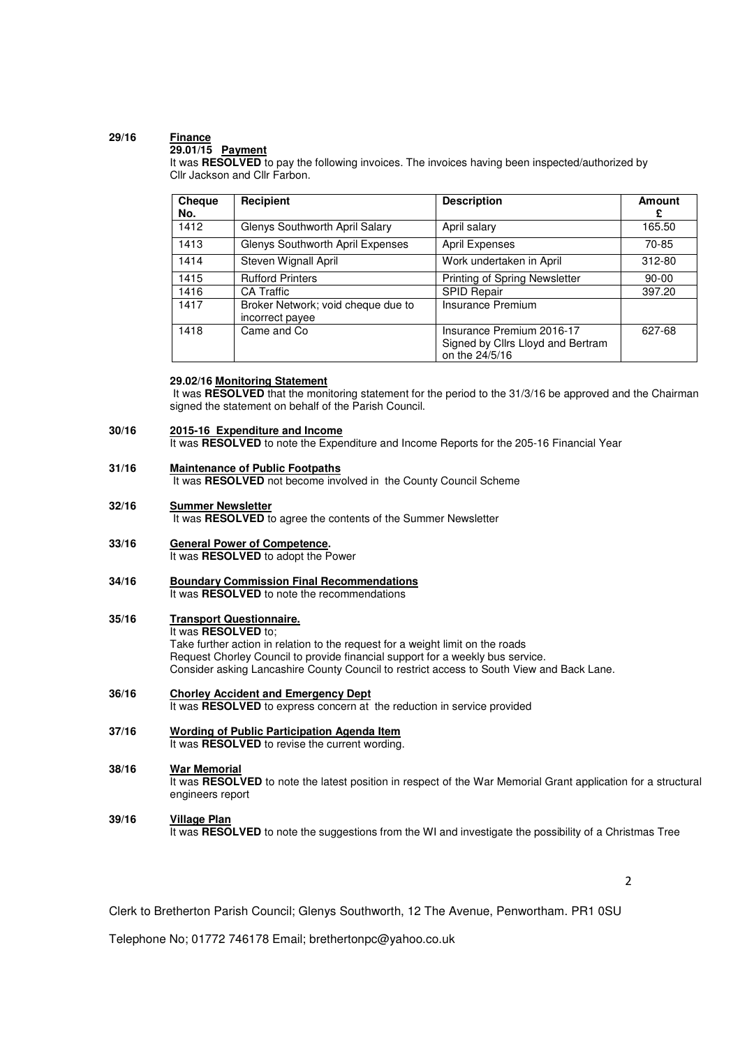**29/16 Finance**

**29.01/15 Payment**

It was **RESOLVED** to pay the following invoices. The invoices having been inspected/authorized by Cllr Jackson and Cllr Farbon.

| Cheque No. | Recipient | Description | Amount £ |
|---|---|---|---|
| 1412 | Glenys Southworth April Salary | April salary | 165.50 |
| 1413 | Glenys Southworth April Expenses | April Expenses | 70-85 |
| 1414 | Steven Wignall April | Work undertaken in April | 312-80 |
| 1415 | Rufford Printers | Printing of Spring Newsletter | 90-00 |
| 1416 | CA Traffic | SPID Repair | 397.20 |
| 1417 | Broker Network; void cheque due to incorrect payee | Insurance Premium | |
| 1418 | Came and Co | Insurance Premium 2016-17 Signed by Cllrs Lloyd and Bertram on the 24/5/16 | 627-68 |

**29.02/16 Monitoring Statement**

It was **RESOLVED** that the monitoring statement for the period to the 31/3/16 be approved and the Chairman signed the statement on behalf of the Parish Council.

**30/16 2015-16 Expenditure and Income**

It was **RESOLVED** to note the Expenditure and Income Reports for the 205-16 Financial Year

**31/16 Maintenance of Public Footpaths**

It was **RESOLVED** not become involved in the County Council Scheme

**32/16 Summer Newsletter**

It was **RESOLVED** to agree the contents of the Summer Newsletter

**33/16 General Power of Competence.**

It was **RESOLVED** to adopt the Power

**34/16 Boundary Commission Final Recommendations**

It was **RESOLVED** to note the recommendations

**35/16 Transport Questionnaire.**

It was **RESOLVED** to;

Take further action in relation to the request for a weight limit on the roads

Request Chorley Council to provide financial support for a weekly bus service.

Consider asking Lancashire County Council to restrict access to South View and Back Lane.

**36/16 Chorley Accident and Emergency Dept**

It was **RESOLVED** to express concern at the reduction in service provided

**37/16 Wording of Public Participation Agenda Item**

It was **RESOLVED** to revise the current wording.

**38/16 War Memorial**

It was **RESOLVED** to note the latest position in respect of the War Memorial Grant application for a structural engineers report

**39/16 Village Plan**

It was **RESOLVED** to note the suggestions from the WI and investigate the possibility of a Christmas Tree

Clerk to Bretherton Parish Council; Glenys Southworth, 12 The Avenue, Penwortham. PR1 0SU

Telephone No; 01772 746178 Email; brethertonpc@yahoo.co.uk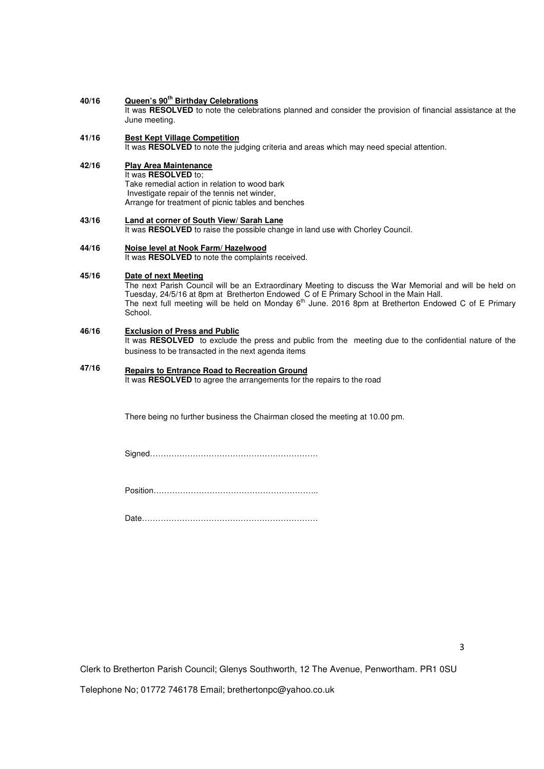**40/16** **Queen's 90th Birthday Celebrations**

It was **RESOLVED** to note the celebrations planned and consider the provision of financial assistance at the June meeting.

**41/16** **Best Kept Village Competition**

It was **RESOLVED** to note the judging criteria and areas which may need special attention.

**42/16** **Play Area Maintenance**

It was **RESOLVED** to;
Take remedial action in relation to wood bark
Investigate repair of the tennis net winder,
Arrange for treatment of picnic tables and benches

**43/16** **Land at corner of South View/ Sarah Lane**

It was **RESOLVED** to raise the possible change in land use with Chorley Council.

**44/16** **Noise level at Nook Farm/ Hazelwood**

It was **RESOLVED** to note the complaints received.

**45/16** **Date of next Meeting**

The next Parish Council will be an Extraordinary Meeting to discuss the War Memorial and will be held on Tuesday, 24/5/16 at 8pm at Bretherton Endowed C of E Primary School in the Main Hall.
The next full meeting will be held on Monday 6th June. 2016 8pm at Bretherton Endowed C of E Primary School.

**46/16** **Exclusion of Press and Public**

It was **RESOLVED** to exclude the press and public from the meeting due to the confidential nature of the business to be transacted in the next agenda items

**47/16** **Repairs to Entrance Road to Recreation Ground**

It was **RESOLVED** to agree the arrangements for the repairs to the road

There being no further business the Chairman closed the meeting at 10.00 pm.

Signed……………………………………………………

Position……………………………………………………..

Date…………………………………………………………

Clerk to Bretherton Parish Council; Glenys Southworth, 12 The Avenue, Penwortham. PR1 0SU

Telephone No; 01772 746178 Email; brethertonpc@yahoo.co.uk